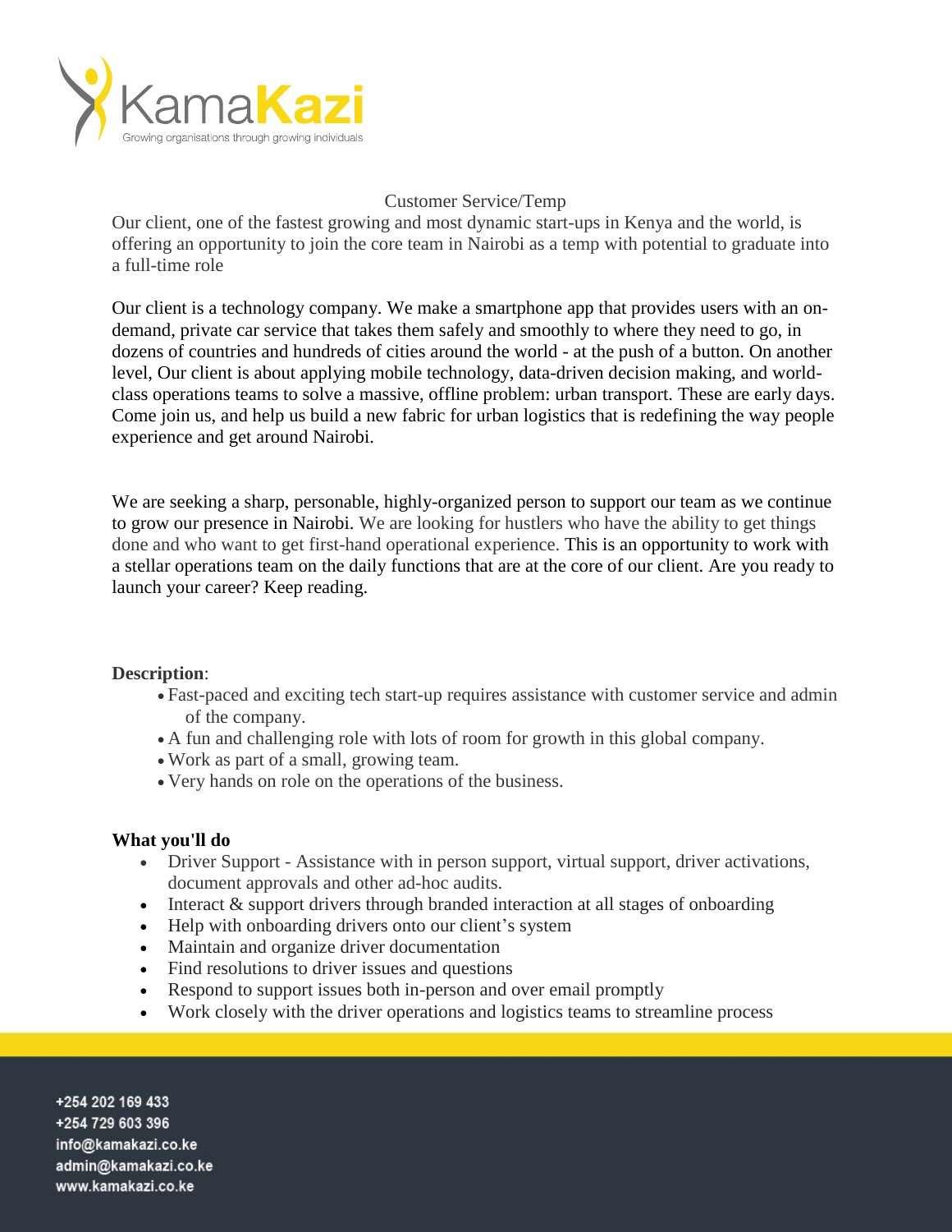KamaKazi

Growing organisations through growing individuals

Customer Service/Temp

Our client, one of the fastest growing and most dynamic start-ups in Kenya and the world, is offering an opportunity to join the core team in Nairobi as a temp with potential to graduate into a full-time role

Our client is a technology company. We make a smartphone app that provides users with an on-demand, private car service that takes them safely and smoothly to where they need to go, in dozens of countries and hundreds of cities around the world - at the push of a button. On another level, Our client is about applying mobile technology, data-driven decision making, and world-class operations teams to solve a massive, offline problem: urban transport. These are early days. Come join us, and help us build a new fabric for urban logistics that is redefining the way people experience and get around Nairobi.

We are seeking a sharp, personable, highly-organized person to support our team as we continue to grow our presence in Nairobi. We are looking for hustlers who have the ability to get things done and who want to get first-hand operational experience. This is an opportunity to work with a stellar operations team on the daily functions that are at the core of our client. Are you ready to launch your career? Keep reading.

**Description**:

- Fast-paced and exciting tech start-up requires assistance with customer service and admin of the company.
- A fun and challenging role with lots of room for growth in this global company.
- Work as part of a small, growing team.
- Very hands on role on the operations of the business.

**What you'll do**

- Driver Support - Assistance with in person support, virtual support, driver activations, document approvals and other ad-hoc audits.
- Interact & support drivers through branded interaction at all stages of onboarding
- Help with onboarding drivers onto our client's system
- Maintain and organize driver documentation
- Find resolutions to driver issues and questions
- Respond to support issues both in-person and over email promptly
- Work closely with the driver operations and logistics teams to streamline process

+254 202 169 433
+254 729 603 396
info@kamakazi.co.ke
admin@kamakazi.co.ke
www.kamakazi.co.ke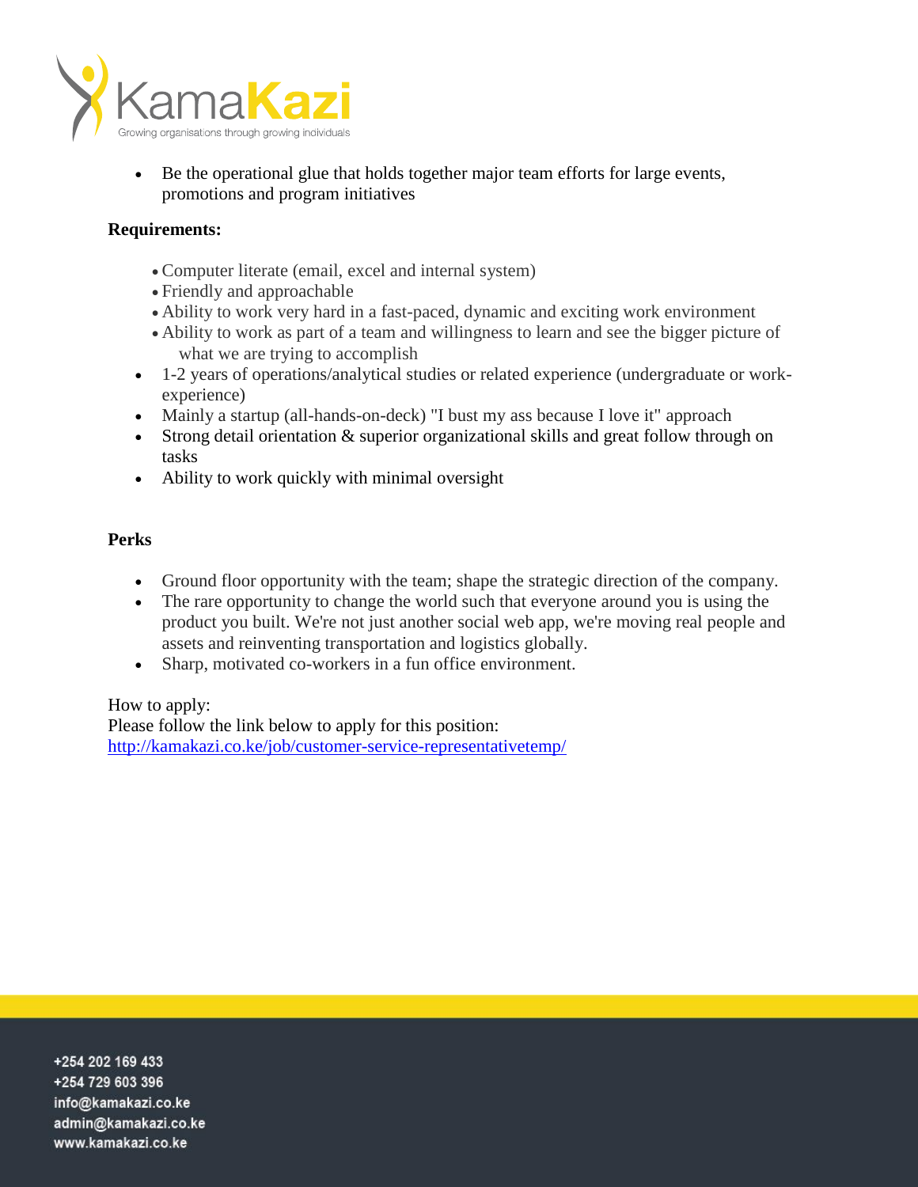- Be the operational glue that holds together major team efforts for large events, promotions and program initiatives

**Requirements:**

- Computer literate (email, excel and internal system)
- Friendly and approachable
- Ability to work very hard in a fast-paced, dynamic and exciting work environment
- Ability to work as part of a team and willingness to learn and see the bigger picture of what we are trying to accomplish
- 1-2 years of operations/analytical studies or related experience (undergraduate or work-experience)
- Mainly a startup (all-hands-on-deck) "I bust my ass because I love it" approach
- Strong detail orientation & superior organizational skills and great follow through on tasks
- Ability to work quickly with minimal oversight

**Perks**

- Ground floor opportunity with the team; shape the strategic direction of the company.
- The rare opportunity to change the world such that everyone around you is using the product you built. We're not just another social web app, we're moving real people and assets and reinventing transportation and logistics globally.
- Sharp, motivated co-workers in a fun office environment.

How to apply:
Please follow the link below to apply for this position:
http://kamakazi.co.ke/job/customer-service-representativetemp/